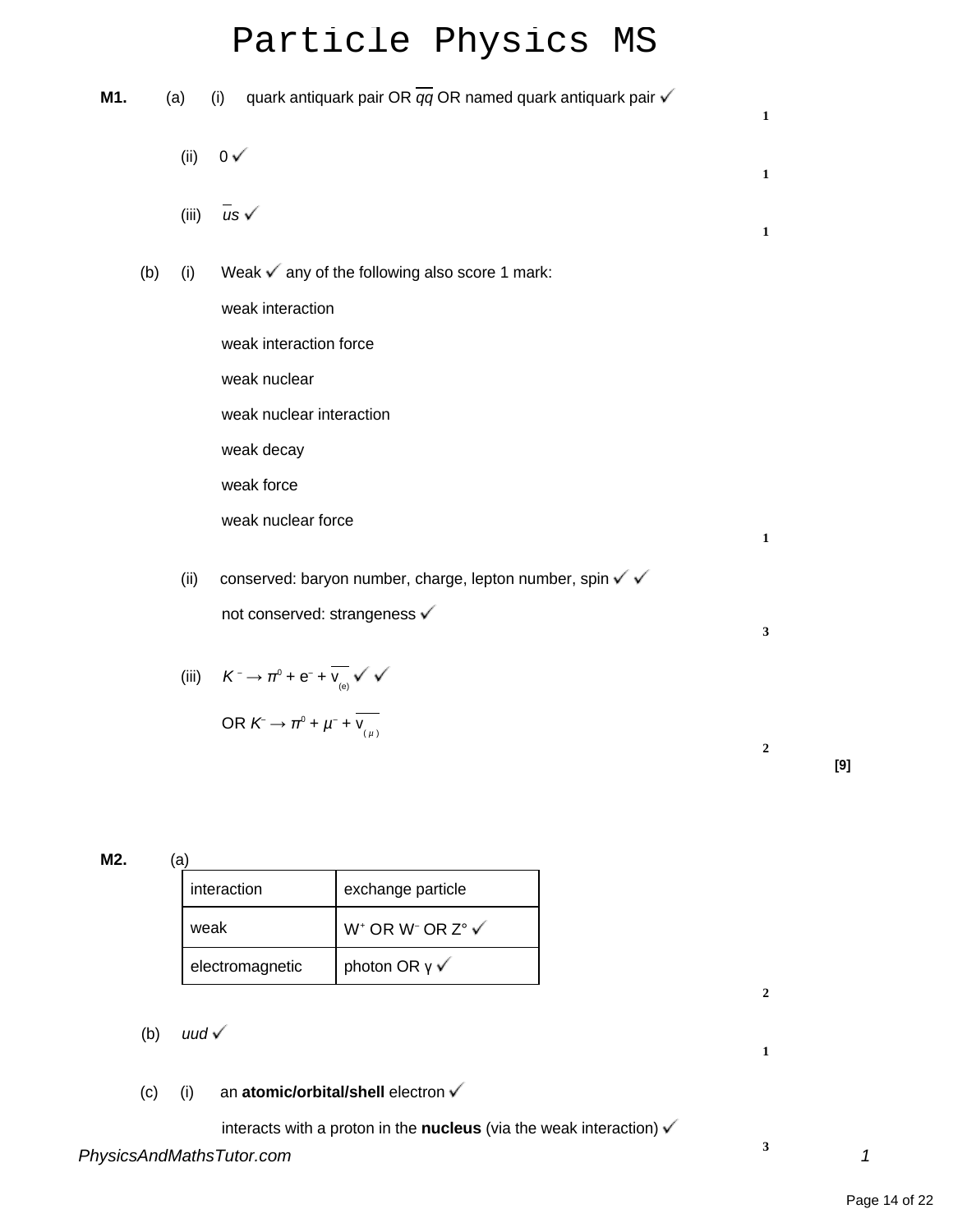# Particle Physics MS

**M1.** (a) (i) quark antiquark pair OR $\overline{qq}$ OR named quark antiquark pair ✓

1

(ii) 0 ✓

1

(iii) $\overline{u}s$ ✓

1

(b) (i) Weak ✓ any of the following also score 1 mark:

weak interaction

weak interaction force

weak nuclear

weak nuclear interaction

weak decay

weak force

weak nuclear force

1

(ii) conserved: baryon number, charge, lepton number, spin ✓ ✓

not conserved: strangeness ✓

3

(iii) $K^- \rightarrow \pi^0 + e^- + \overline{v}_{(e)}$ ✓ ✓

OR $K^- \rightarrow \pi^0 + \mu^- + \overline{v}_{(\mu)}$

2

**[9]**

**M2.** (a)

| interaction | exchange particle |
|---|---|
| weak | $W^+$ OR $W^-$ OR $Z°$ ✓ |
| electromagnetic | photon OR γ ✓ |

2

(b) *uud* ✓

1

(c) (i) an **atomic/orbital/shell** electron ✓

interacts with a proton in the **nucleus** (via the weak interaction) ✓

3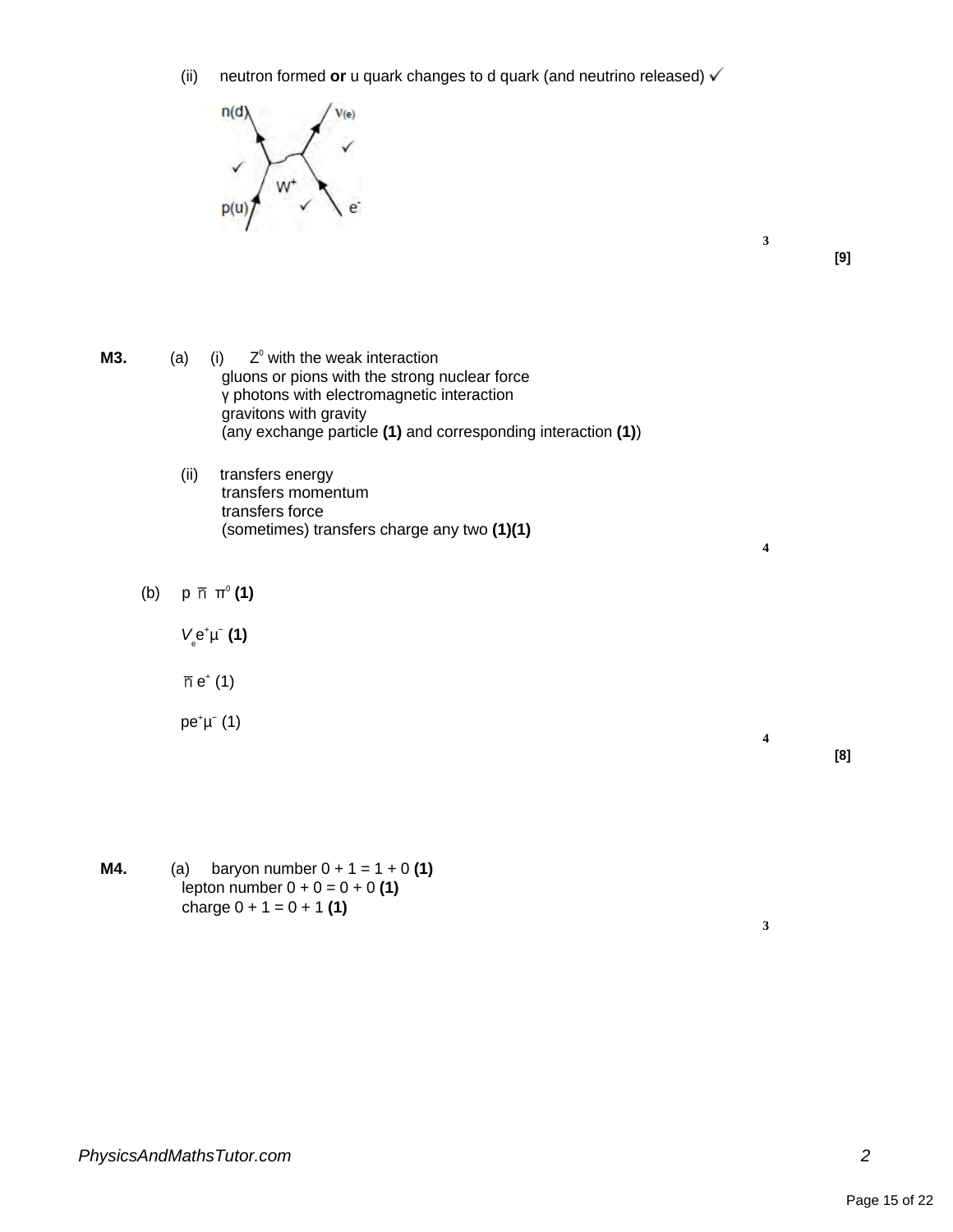(ii) neutron formed **or** u quark changes to d quark (and neutrino released) ✓

n(d) ✓ $\nu_{(e)}$ ✓ $W^+$ ✓ p(u) $e^-$

3

**[9]**

**M3.** (a) (i) $Z^0$ with the weak interaction
gluons or pions with the strong nuclear force
γ photons with electromagnetic interaction
gravitons with gravity
(any exchange particle **(1)** and corresponding interaction **(1)**)

(ii) transfers energy
transfers momentum
transfers force
(sometimes) transfers charge any two **(1)(1)**

4

(b) p $\bar{n}$ $\pi^0$ **(1)**

$V_e e^+ \mu^-$ **(1)**

$\bar{n}$ $e^+$ (1)

p$e^+\mu^-$ (1)

4

**[8]**

**M4.** (a) baryon number 0 + 1 = 1 + 0 **(1)**
lepton number 0 + 0 = 0 + 0 **(1)**
charge 0 + 1 = 0 + 1 **(1)**

3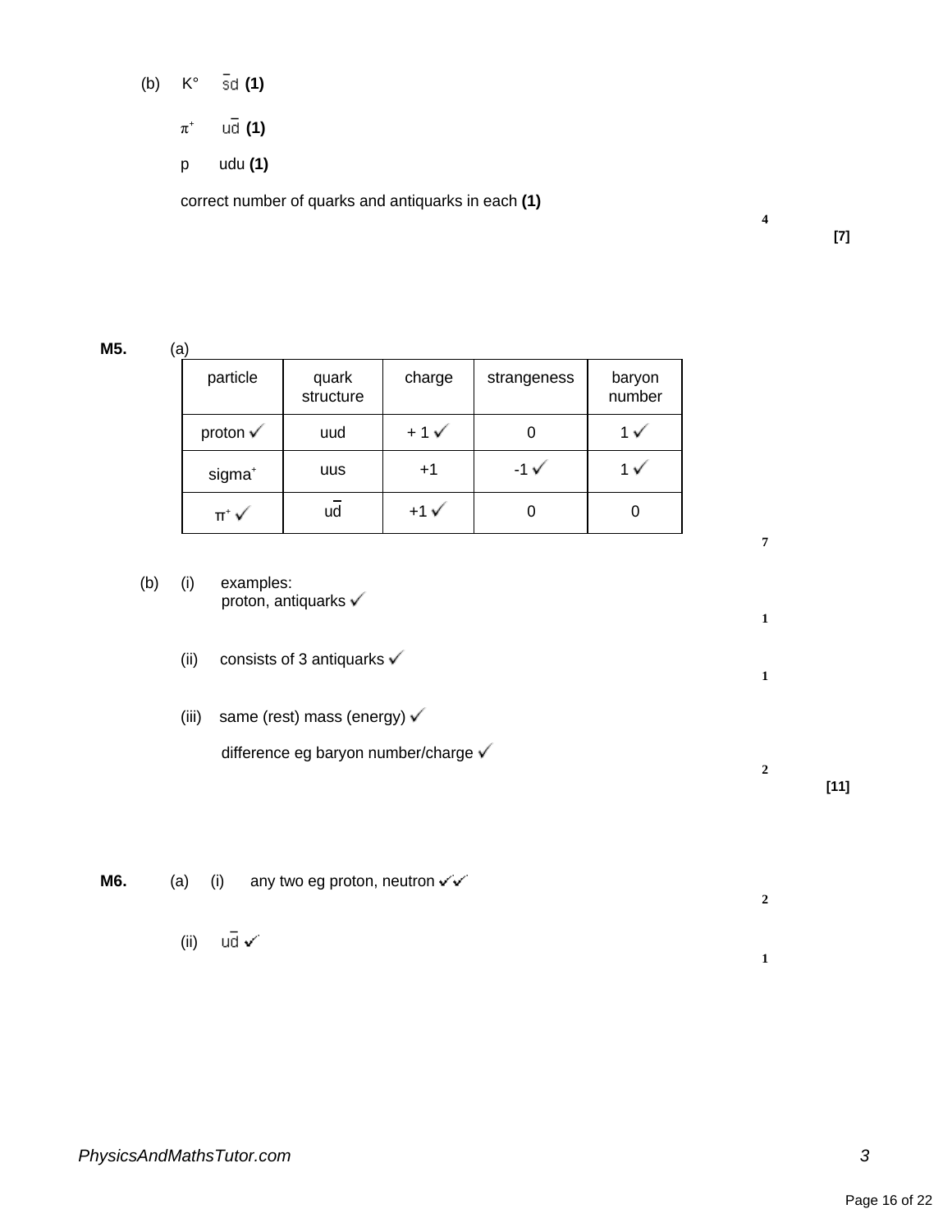(b) K° $\bar{s}d$ **(1)**

$\pi^+$ $u\bar{d}$ **(1)**

p udu **(1)**

correct number of quarks and antiquarks in each **(1)**

**4**

**[7]**

**M5.** (a)

| particle | quark structure | charge | strangeness | baryon number |
|---|---|---|---|---|
| proton ✓ | uud | + 1 ✓ | 0 | 1 ✓ |
| sigma$^+$ | uus | +1 | -1 ✓ | 1 ✓ |
| $\pi^+$ ✓ | $u\bar{d}$ | +1 ✓ | 0 | 0 |

**7**

(b) (i) examples:
proton, antiquarks ✓

**1**

(ii) consists of 3 antiquarks ✓

**1**

(iii) same (rest) mass (energy) ✓

difference eg baryon number/charge ✓

**2**

**[11]**

**M6.** (a) (i) any two eg proton, neutron ✓✓

**2**

(ii) $u\bar{d}$ ✓

**1**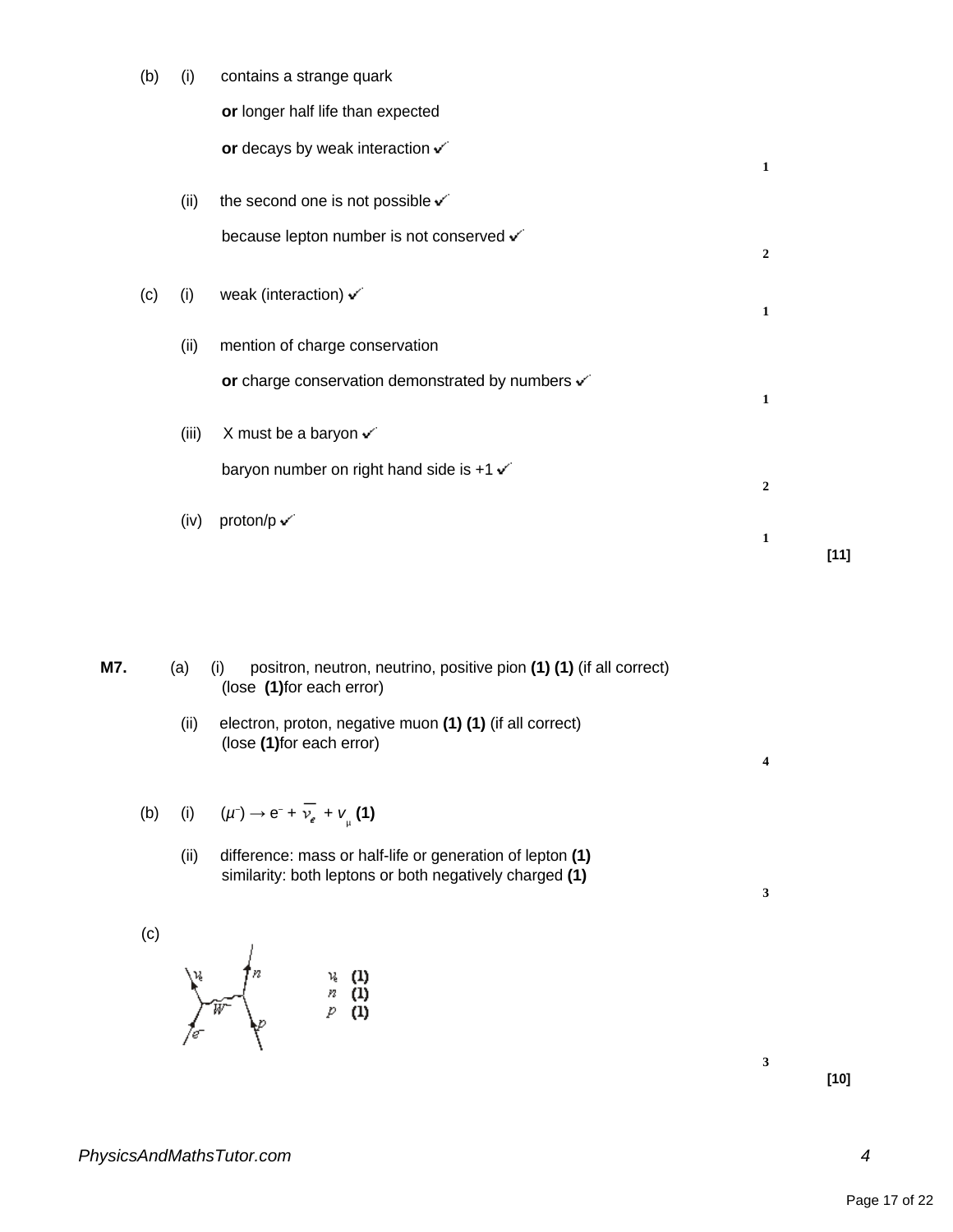(b) (i) contains a strange quark

**or** longer half life than expected

**or** decays by weak interaction ✓

**1**

(ii) the second one is not possible ✓

because lepton number is not conserved ✓

**2**

(c) (i) weak (interaction) ✓

**1**

(ii) mention of charge conservation

**or** charge conservation demonstrated by numbers ✓

**1**

(iii) X must be a baryon ✓

baryon number on right hand side is +1 ✓

**2**

(iv) proton/p ✓

**1**

**[11]**

**M7.** (a) (i) positron, neutron, neutrino, positive pion **(1) (1)** (if all correct)
(lose **(1)** for each error)

(ii) electron, proton, negative muon **(1) (1)** (if all correct)
(lose **(1)** for each error)

**4**

(b) (i) $(\mu^-) \rightarrow e^- + \overline{\nu_e} + \nu_\mu$ **(1)**

(ii) difference: mass or half-life or generation of lepton **(1)**
similarity: both leptons or both negatively charged **(1)**

**3**

(c)

$\nu_e$ **(1)**
$n$ **(1)**
$p$ **(1)**

**3**

**[10]**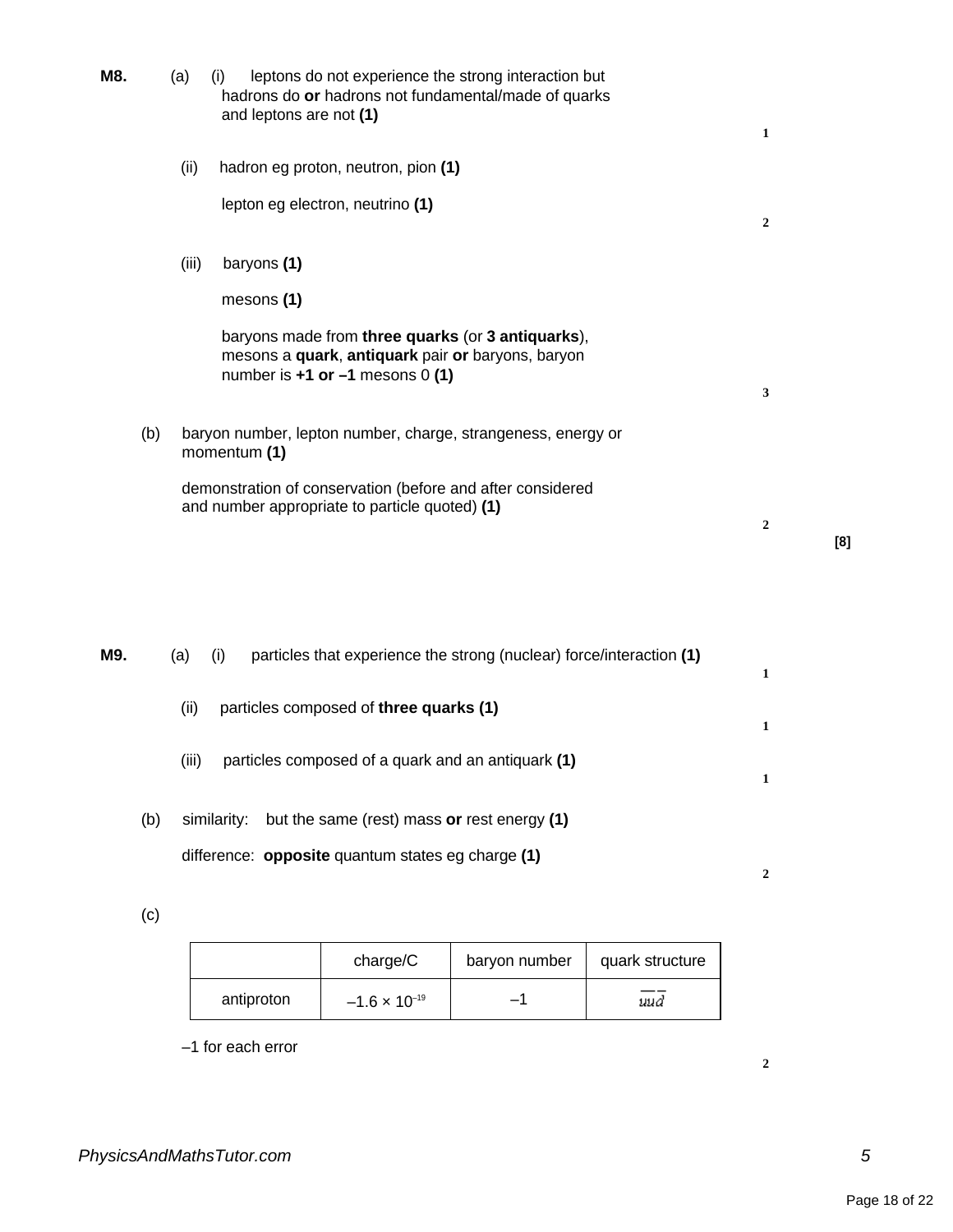**M8.** (a) (i) leptons do not experience the strong interaction but hadrons do **or** hadrons not fundamental/made of quarks and leptons are not **(1)**

**1**

(ii) hadron eg proton, neutron, pion **(1)**

lepton eg electron, neutrino **(1)**

**2**

(iii) baryons **(1)**

mesons **(1)**

baryons made from **three quarks** (or **3 antiquarks**), mesons a **quark**, **antiquark** pair **or** baryons, baryon number is **+1 or –1** mesons 0 **(1)**

**3**

(b) baryon number, lepton number, charge, strangeness, energy or momentum **(1)**

demonstration of conservation (before and after considered and number appropriate to particle quoted) **(1)**

**2**

**[8]**

**M9.** (a) (i) particles that experience the strong (nuclear) force/interaction **(1)**

**1**

(ii) particles composed of **three quarks (1)**

**1**

(iii) particles composed of a quark and an antiquark **(1)**

**1**

(b) similarity: but the same (rest) mass **or** rest energy **(1)**

difference: **opposite** quantum states eg charge **(1)**

**2**

(c)

| | charge/C | baryon number | quark structure |
|---|---|---|---|
| antiproton | $-1.6 \times 10^{-19}$ | –1 | $\bar{u}\bar{u}\bar{d}$ |

–1 for each error

**2**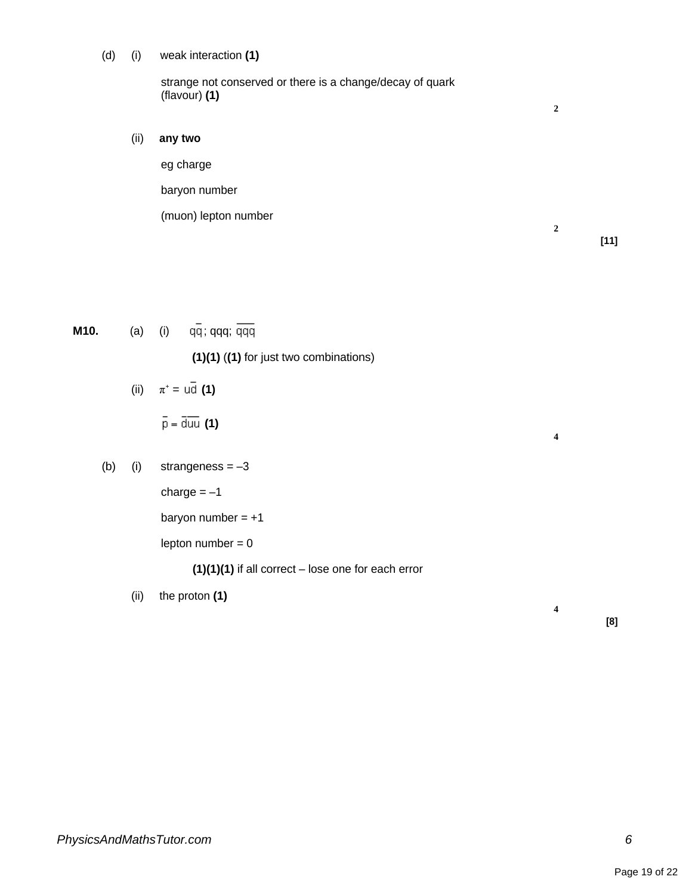(d) (i) weak interaction **(1)**

strange not conserved or there is a change/decay of quark (flavour) **(1)**

2

(ii) **any two**

eg charge

baryon number

(muon) lepton number

2

**[11]**

**M10.** (a) (i) $q\bar{q}$; qqq; $\overline{qqq}$

**(1)(1)** (**(1)** for just two combinations)

(ii) $\pi^+ = u\bar{d}$ **(1)**

$\bar{p} = \bar{d}\overline{uu}$ **(1)**

4

(b) (i) strangeness = –3

charge = –1

baryon number = +1

lepton number = 0

**(1)(1)(1)** if all correct – lose one for each error

(ii) the proton **(1)**

4

**[8]**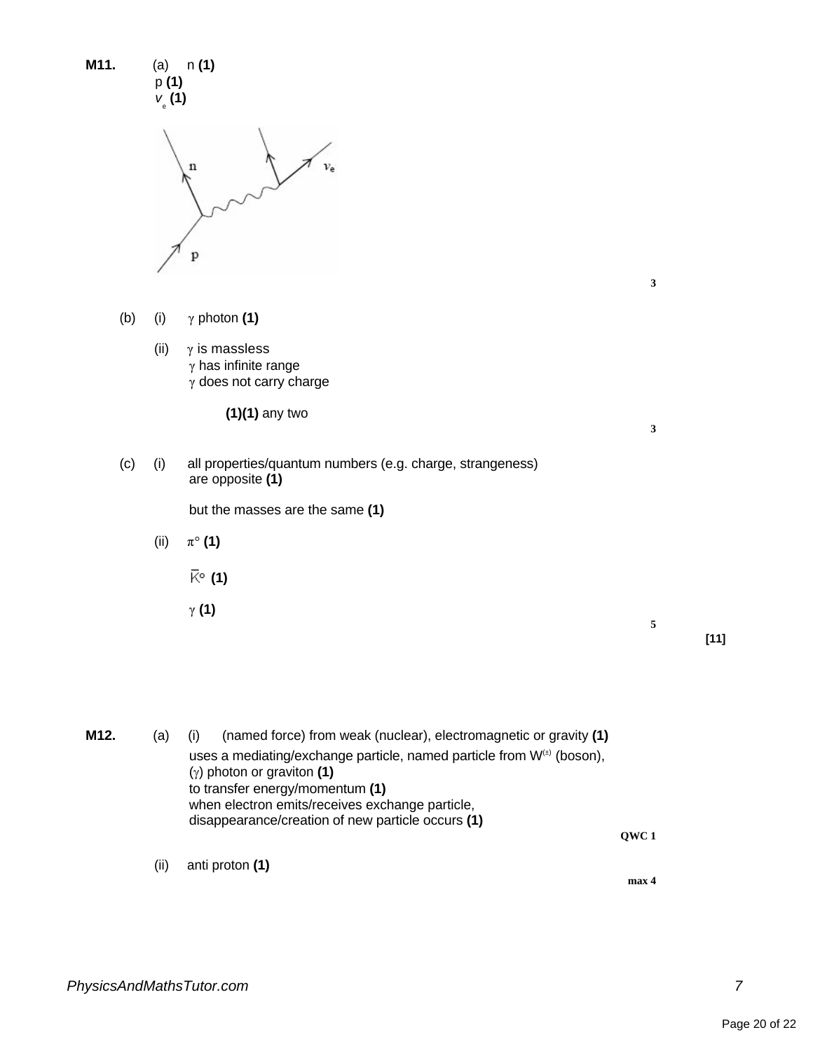**M11.** (a) n **(1)**
p **(1)**
$v_e$ **(1)**

3

(b) (i) $\gamma$ photon **(1)**

(ii) $\gamma$ is massless
$\gamma$ has infinite range
$\gamma$ does not carry charge

**(1)(1)** any two

3

(c) (i) all properties/quantum numbers (e.g. charge, strangeness) are opposite **(1)**

but the masses are the same **(1)**

(ii) $\pi^\circ$ **(1)**

$\overline{K}^\circ$ **(1)**

$\gamma$ **(1)**

5

**[11]**

**M12.** (a) (i) (named force) from weak (nuclear), electromagnetic or gravity **(1)**
uses a mediating/exchange particle, named particle from $W^{(\pm)}$ (boson), ($\gamma$) photon or graviton **(1)**
to transfer energy/momentum **(1)**
when electron emits/receives exchange particle, disappearance/creation of new particle occurs **(1)**

QWC 1

(ii) anti proton **(1)**

max 4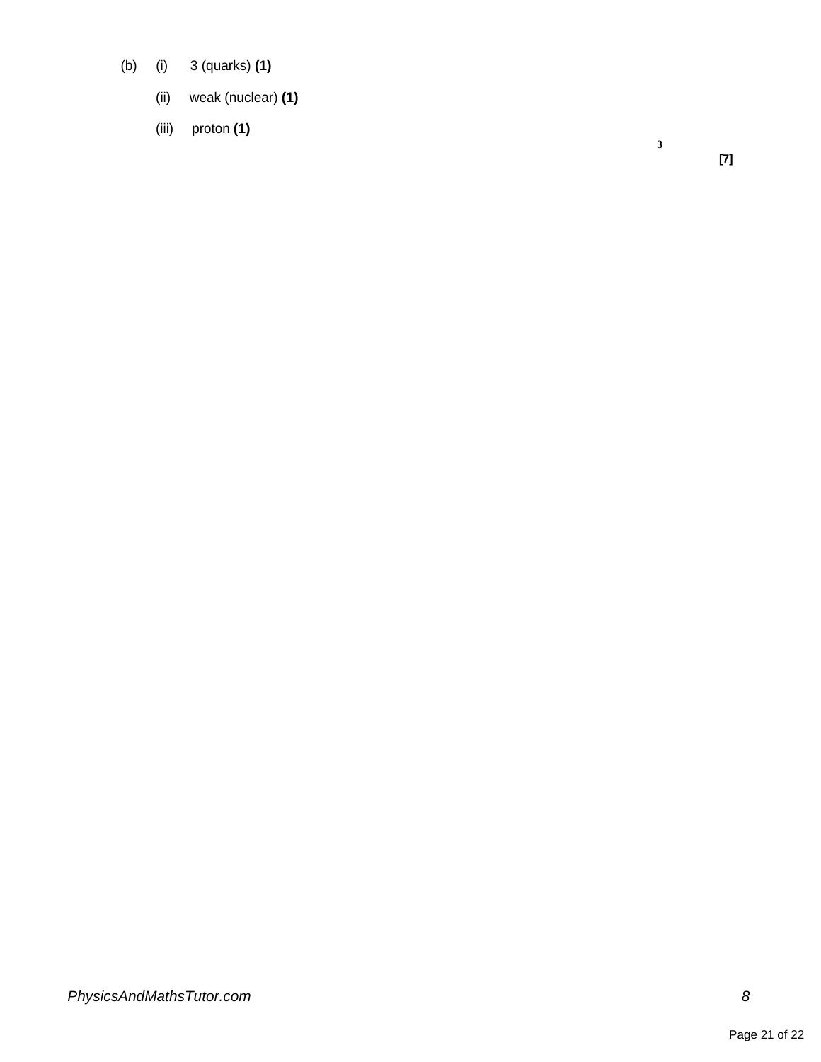(b) (i) 3 (quarks) **(1)**

(ii) weak (nuclear) **(1)**

(iii) proton **(1)**

3

**[7]**